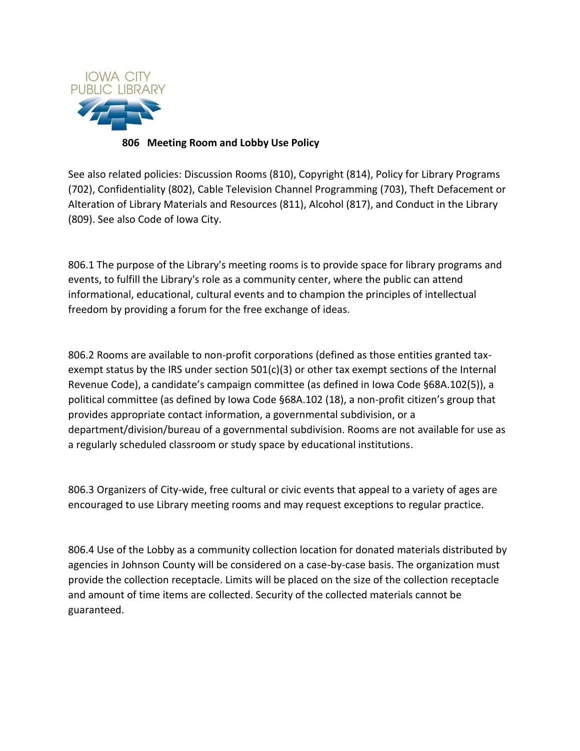IOWA CITY PUBLIC LIBRARY

# 806 Meeting Room and Lobby Use Policy

See also related policies: Discussion Rooms (810), Copyright (814), Policy for Library Programs (702), Confidentiality (802), Cable Television Channel Programming (703), Theft Defacement or Alteration of Library Materials and Resources (811), Alcohol (817), and Conduct in the Library (809). See also Code of Iowa City.

806.1 The purpose of the Library's meeting rooms is to provide space for library programs and events, to fulfill the Library's role as a community center, where the public can attend informational, educational, cultural events and to champion the principles of intellectual freedom by providing a forum for the free exchange of ideas.

806.2 Rooms are available to non-profit corporations (defined as those entities granted tax-exempt status by the IRS under section 501(c)(3) or other tax exempt sections of the Internal Revenue Code), a candidate's campaign committee (as defined in Iowa Code §68A.102(5)), a political committee (as defined by Iowa Code §68A.102 (18), a non-profit citizen's group that provides appropriate contact information, a governmental subdivision, or a department/division/bureau of a governmental subdivision. Rooms are not available for use as a regularly scheduled classroom or study space by educational institutions.

806.3 Organizers of City-wide, free cultural or civic events that appeal to a variety of ages are encouraged to use Library meeting rooms and may request exceptions to regular practice.

806.4 Use of the Lobby as a community collection location for donated materials distributed by agencies in Johnson County will be considered on a case-by-case basis. The organization must provide the collection receptacle. Limits will be placed on the size of the collection receptacle and amount of time items are collected. Security of the collected materials cannot be guaranteed.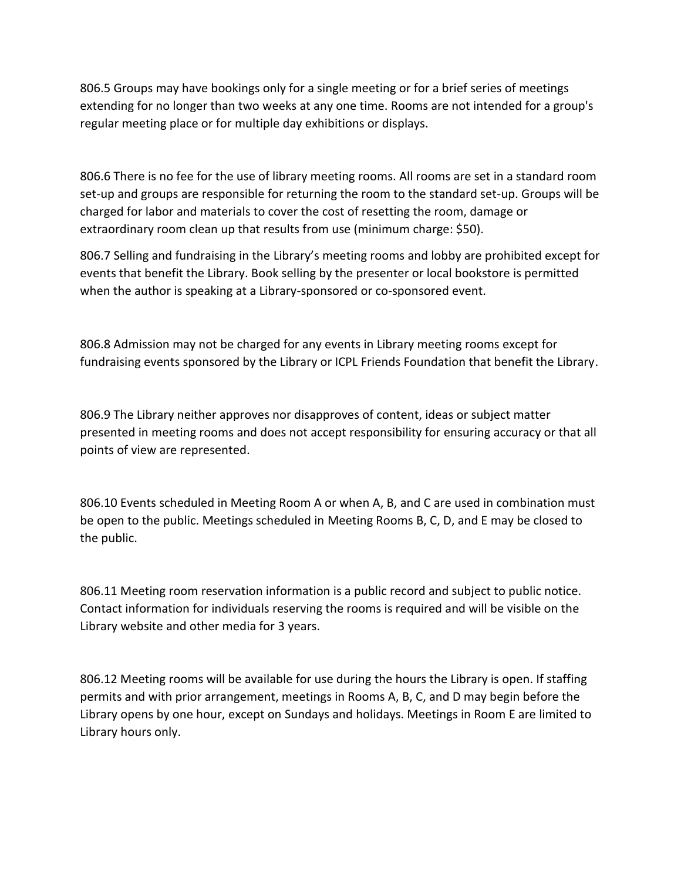806.5 Groups may have bookings only for a single meeting or for a brief series of meetings extending for no longer than two weeks at any one time. Rooms are not intended for a group's regular meeting place or for multiple day exhibitions or displays.

806.6 There is no fee for the use of library meeting rooms. All rooms are set in a standard room set-up and groups are responsible for returning the room to the standard set-up. Groups will be charged for labor and materials to cover the cost of resetting the room, damage or extraordinary room clean up that results from use (minimum charge: $50).

806.7 Selling and fundraising in the Library's meeting rooms and lobby are prohibited except for events that benefit the Library. Book selling by the presenter or local bookstore is permitted when the author is speaking at a Library-sponsored or co-sponsored event.

806.8 Admission may not be charged for any events in Library meeting rooms except for fundraising events sponsored by the Library or ICPL Friends Foundation that benefit the Library.

806.9 The Library neither approves nor disapproves of content, ideas or subject matter presented in meeting rooms and does not accept responsibility for ensuring accuracy or that all points of view are represented.

806.10 Events scheduled in Meeting Room A or when A, B, and C are used in combination must be open to the public. Meetings scheduled in Meeting Rooms B, C, D, and E may be closed to the public.

806.11 Meeting room reservation information is a public record and subject to public notice. Contact information for individuals reserving the rooms is required and will be visible on the Library website and other media for 3 years.

806.12 Meeting rooms will be available for use during the hours the Library is open. If staffing permits and with prior arrangement, meetings in Rooms A, B, C, and D may begin before the Library opens by one hour, except on Sundays and holidays. Meetings in Room E are limited to Library hours only.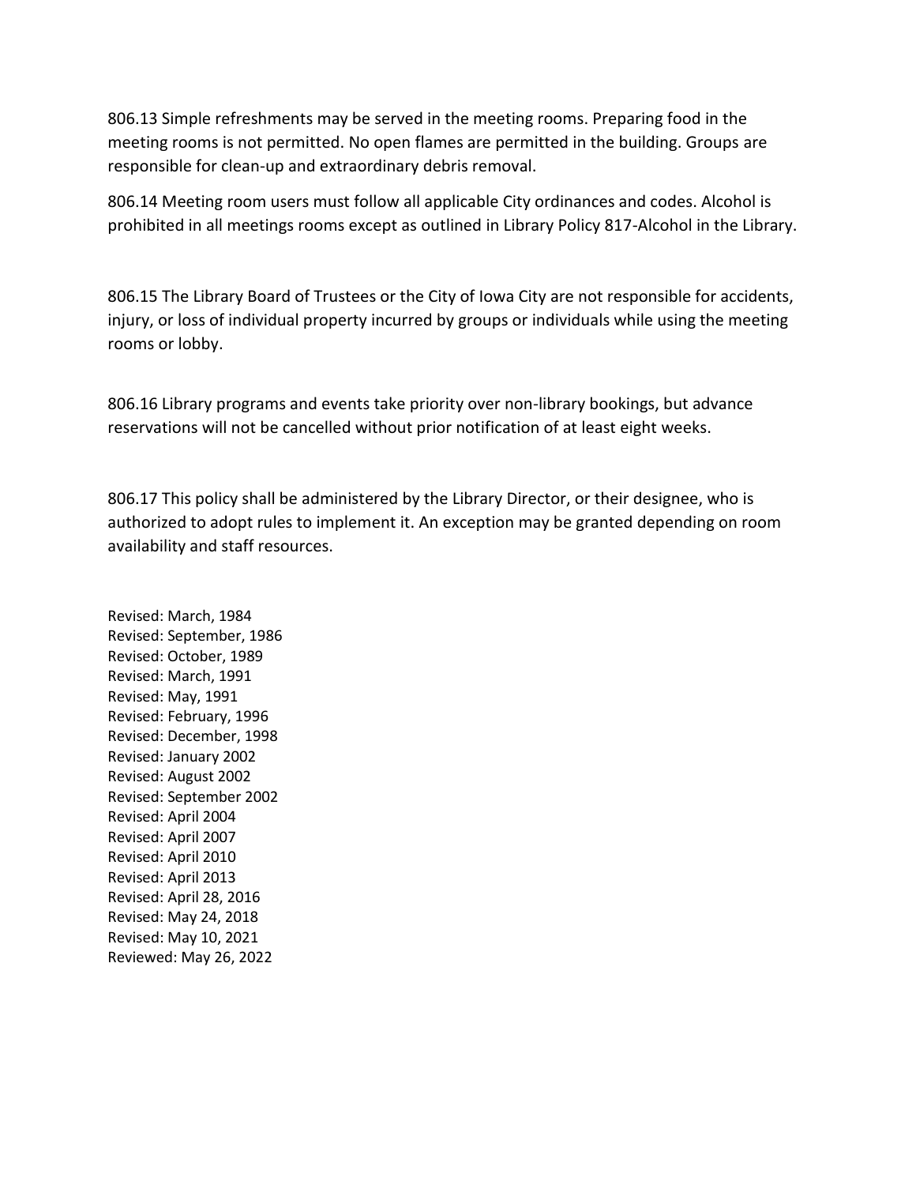806.13 Simple refreshments may be served in the meeting rooms. Preparing food in the meeting rooms is not permitted. No open flames are permitted in the building. Groups are responsible for clean-up and extraordinary debris removal.

806.14 Meeting room users must follow all applicable City ordinances and codes. Alcohol is prohibited in all meetings rooms except as outlined in Library Policy 817-Alcohol in the Library.

806.15 The Library Board of Trustees or the City of Iowa City are not responsible for accidents, injury, or loss of individual property incurred by groups or individuals while using the meeting rooms or lobby.

806.16 Library programs and events take priority over non-library bookings, but advance reservations will not be cancelled without prior notification of at least eight weeks.

806.17 This policy shall be administered by the Library Director, or their designee, who is authorized to adopt rules to implement it. An exception may be granted depending on room availability and staff resources.

Revised: March, 1984
Revised: September, 1986
Revised: October, 1989
Revised: March, 1991
Revised: May, 1991
Revised: February, 1996
Revised: December, 1998
Revised: January 2002
Revised: August 2002
Revised: September 2002
Revised: April 2004
Revised: April 2007
Revised: April 2010
Revised: April 2013
Revised: April 28, 2016
Revised: May 24, 2018
Revised: May 10, 2021
Reviewed: May 26, 2022